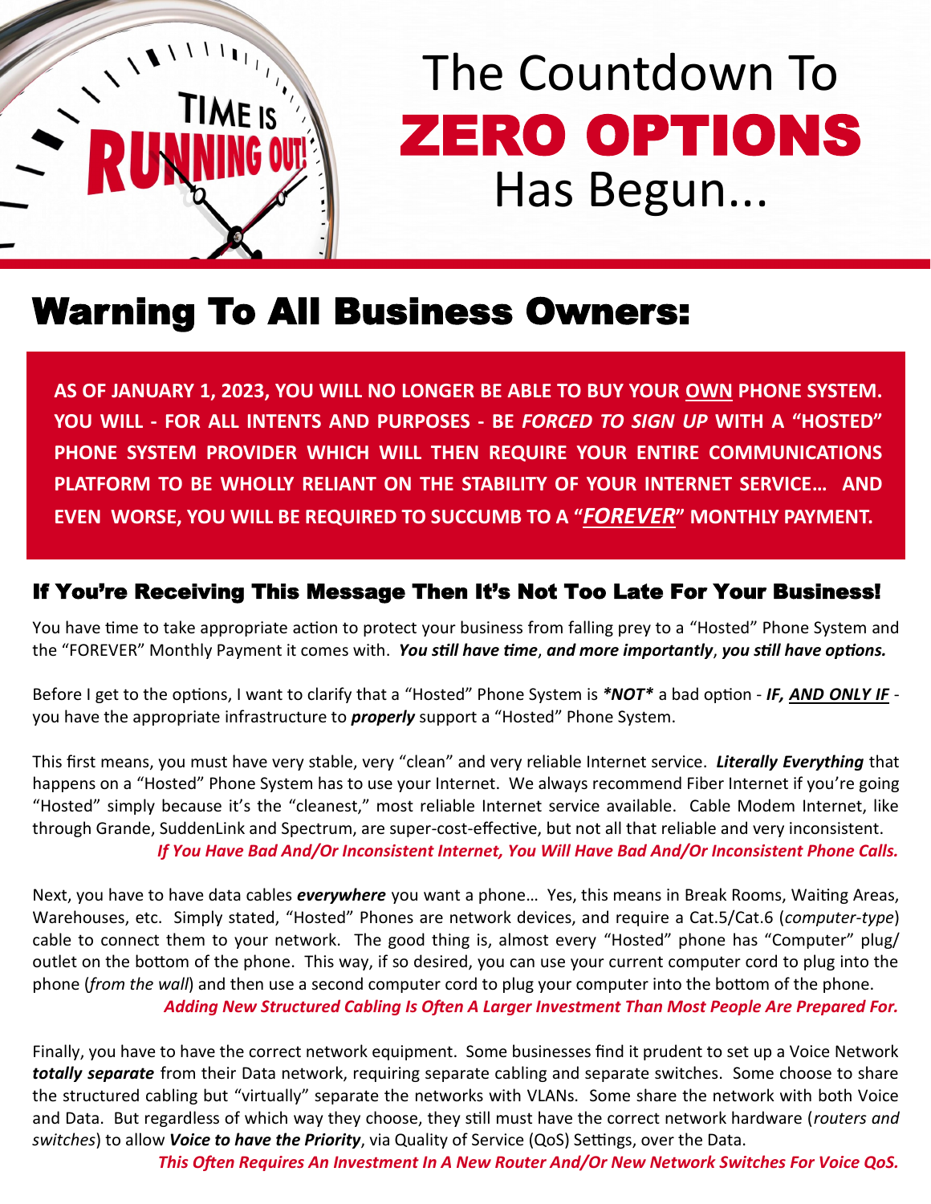# The Countdown To **ZERO OPTIONS** Has Begun...

## Warning To All Business Owners:

**AS OF JANUARY 1, 2023, YOU WILL NO LONGER BE ABLE TO BUY YOUR <u>OWN</u> PHONE SYSTEM. YOU WILL - FOR ALL INTENTS AND PURPOSES - BE *FORCED TO SIGN UP* WITH A "HOSTED" PHONE SYSTEM PROVIDER WHICH WILL THEN REQUIRE YOUR ENTIRE COMMUNICATIONS PLATFORM TO BE WHOLLY RELIANT ON THE STABILITY OF YOUR INTERNET SERVICE… AND EVEN WORSE, YOU WILL BE REQUIRED TO SUCCUMB TO A "*<u>FOREVER</u>*" MONTHLY PAYMENT.**

### If You're Receiving This Message Then It's Not Too Late For Your Business!

You have time to take appropriate action to protect your business from falling prey to a "Hosted" Phone System and the "FOREVER" Monthly Payment it comes with. ***You still have time*, *and more importantly*, *you still have options.***

Before I get to the options, I want to clarify that a "Hosted" Phone System is ***NOT*** a bad option - ***IF, <u>AND ONLY IF</u>*** - you have the appropriate infrastructure to ***properly*** support a "Hosted" Phone System.

This first means, you must have very stable, very "clean" and very reliable Internet service. ***Literally Everything*** that happens on a "Hosted" Phone System has to use your Internet. We always recommend Fiber Internet if you're going "Hosted" simply because it's the "cleanest," most reliable Internet service available. Cable Modem Internet, like through Grande, SuddenLink and Spectrum, are super-cost-effective, but not all that reliable and very inconsistent.

***If You Have Bad And/Or Inconsistent Internet, You Will Have Bad And/Or Inconsistent Phone Calls.***

Next, you have to have data cables ***everywhere*** you want a phone… Yes, this means in Break Rooms, Waiting Areas, Warehouses, etc. Simply stated, "Hosted" Phones are network devices, and require a Cat.5/Cat.6 (*computer-type*) cable to connect them to your network. The good thing is, almost every "Hosted" phone has "Computer" plug/outlet on the bottom of the phone. This way, if so desired, you can use your current computer cord to plug into the phone (*from the wall*) and then use a second computer cord to plug your computer into the bottom of the phone.

***Adding New Structured Cabling Is Often A Larger Investment Than Most People Are Prepared For.***

Finally, you have to have the correct network equipment. Some businesses find it prudent to set up a Voice Network ***totally separate*** from their Data network, requiring separate cabling and separate switches. Some choose to share the structured cabling but "virtually" separate the networks with VLANs. Some share the network with both Voice and Data. But regardless of which way they choose, they still must have the correct network hardware (*routers and switches*) to allow ***Voice to have the Priority***, via Quality of Service (QoS) Settings, over the Data.

***This Often Requires An Investment In A New Router And/Or New Network Switches For Voice QoS.***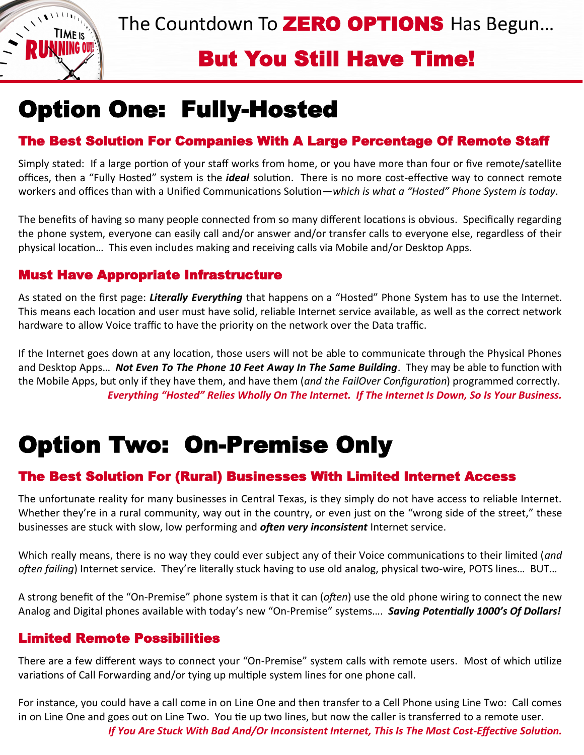The Countdown To **ZERO OPTIONS** Has Begun…

**But You Still Have Time!**

# Option One:  Fully-Hosted

## The Best Solution For Companies With A Large Percentage Of Remote Staff

Simply stated:  If a large portion of your staff works from home, or you have more than four or five remote/satellite offices, then a "Fully Hosted" system is the ***ideal*** solution.  There is no more cost-effective way to connect remote workers and offices than with a Unified Communications Solution—*which is what a "Hosted" Phone System is today*.

The benefits of having so many people connected from so many different locations is obvious.  Specifically regarding the phone system, everyone can easily call and/or answer and/or transfer calls to everyone else, regardless of their physical location…  This even includes making and receiving calls via Mobile and/or Desktop Apps.

## Must Have Appropriate Infrastructure

As stated on the first page: ***Literally Everything*** that happens on a "Hosted" Phone System has to use the Internet.  This means each location and user must have solid, reliable Internet service available, as well as the correct network hardware to allow Voice traffic to have the priority on the network over the Data traffic.

If the Internet goes down at any location, those users will not be able to communicate through the Physical Phones and Desktop Apps…  ***Not Even To The Phone 10 Feet Away In The Same Building***.  They may be able to function with the Mobile Apps, but only if they have them, and have them (*and the FailOver Configuration*) programmed correctly.

***Everything "Hosted" Relies Wholly On The Internet.  If The Internet Is Down, So Is Your Business.***

# Option Two:  On-Premise Only

## The Best Solution For (Rural) Businesses With Limited Internet Access

The unfortunate reality for many businesses in Central Texas, is they simply do not have access to reliable Internet.  Whether they're in a rural community, way out in the country, or even just on the "wrong side of the street," these businesses are stuck with slow, low performing and ***often very inconsistent*** Internet service.

Which really means, there is no way they could ever subject any of their Voice communications to their limited (*and often failing*) Internet service.  They're literally stuck having to use old analog, physical two-wire, POTS lines…  BUT…

A strong benefit of the "On-Premise" phone system is that it can (*often*) use the old phone wiring to connect the new Analog and Digital phones available with today's new "On-Premise" systems….  ***Saving Potentially 1000's Of Dollars!***

## Limited Remote Possibilities

There are a few different ways to connect your "On-Premise" system calls with remote users.  Most of which utilize variations of Call Forwarding and/or tying up multiple system lines for one phone call.

For instance, you could have a call come in on Line One and then transfer to a Cell Phone using Line Two:  Call comes in on Line One and goes out on Line Two.  You tie up two lines, but now the caller is transferred to a remote user.

***If You Are Stuck With Bad And/Or Inconsistent Internet, This Is The Most Cost-Effective Solution.***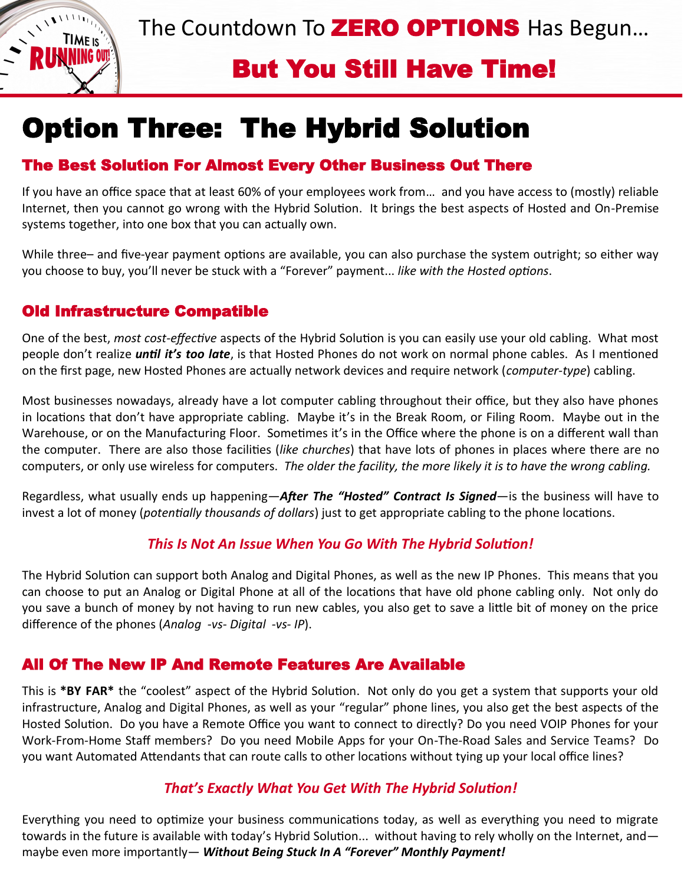The Countdown To **ZERO OPTIONS** Has Begun…

**But You Still Have Time!**

# Option Three: The Hybrid Solution

## The Best Solution For Almost Every Other Business Out There

If you have an office space that at least 60% of your employees work from… and you have access to (mostly) reliable Internet, then you cannot go wrong with the Hybrid Solution. It brings the best aspects of Hosted and On-Premise systems together, into one box that you can actually own.

While three– and five-year payment options are available, you can also purchase the system outright; so either way you choose to buy, you'll never be stuck with a "Forever" payment... *like with the Hosted options*.

## Old Infrastructure Compatible

One of the best, *most cost-effective* aspects of the Hybrid Solution is you can easily use your old cabling. What most people don't realize ***until it's too late***, is that Hosted Phones do not work on normal phone cables. As I mentioned on the first page, new Hosted Phones are actually network devices and require network (*computer-type*) cabling.

Most businesses nowadays, already have a lot computer cabling throughout their office, but they also have phones in locations that don't have appropriate cabling. Maybe it's in the Break Room, or Filing Room. Maybe out in the Warehouse, or on the Manufacturing Floor. Sometimes it's in the Office where the phone is on a different wall than the computer. There are also those facilities (*like churches*) that have lots of phones in places where there are no computers, or only use wireless for computers. *The older the facility, the more likely it is to have the wrong cabling.*

Regardless, what usually ends up happening—***After The "Hosted" Contract Is Signed***—is the business will have to invest a lot of money (*potentially thousands of dollars*) just to get appropriate cabling to the phone locations.

*This Is Not An Issue When You Go With The Hybrid Solution!*

The Hybrid Solution can support both Analog and Digital Phones, as well as the new IP Phones. This means that you can choose to put an Analog or Digital Phone at all of the locations that have old phone cabling only. Not only do you save a bunch of money by not having to run new cables, you also get to save a little bit of money on the price difference of the phones (*Analog -vs- Digital -vs- IP*).

## All Of The New IP And Remote Features Are Available

This is ***BY FAR*** the "coolest" aspect of the Hybrid Solution. Not only do you get a system that supports your old infrastructure, Analog and Digital Phones, as well as your "regular" phone lines, you also get the best aspects of the Hosted Solution. Do you have a Remote Office you want to connect to directly? Do you need VOIP Phones for your Work-From-Home Staff members? Do you need Mobile Apps for your On-The-Road Sales and Service Teams? Do you want Automated Attendants that can route calls to other locations without tying up your local office lines?

*That's Exactly What You Get With The Hybrid Solution!*

Everything you need to optimize your business communications today, as well as everything you need to migrate towards in the future is available with today's Hybrid Solution... without having to rely wholly on the Internet, and—maybe even more importantly— ***Without Being Stuck In A "Forever" Monthly Payment!***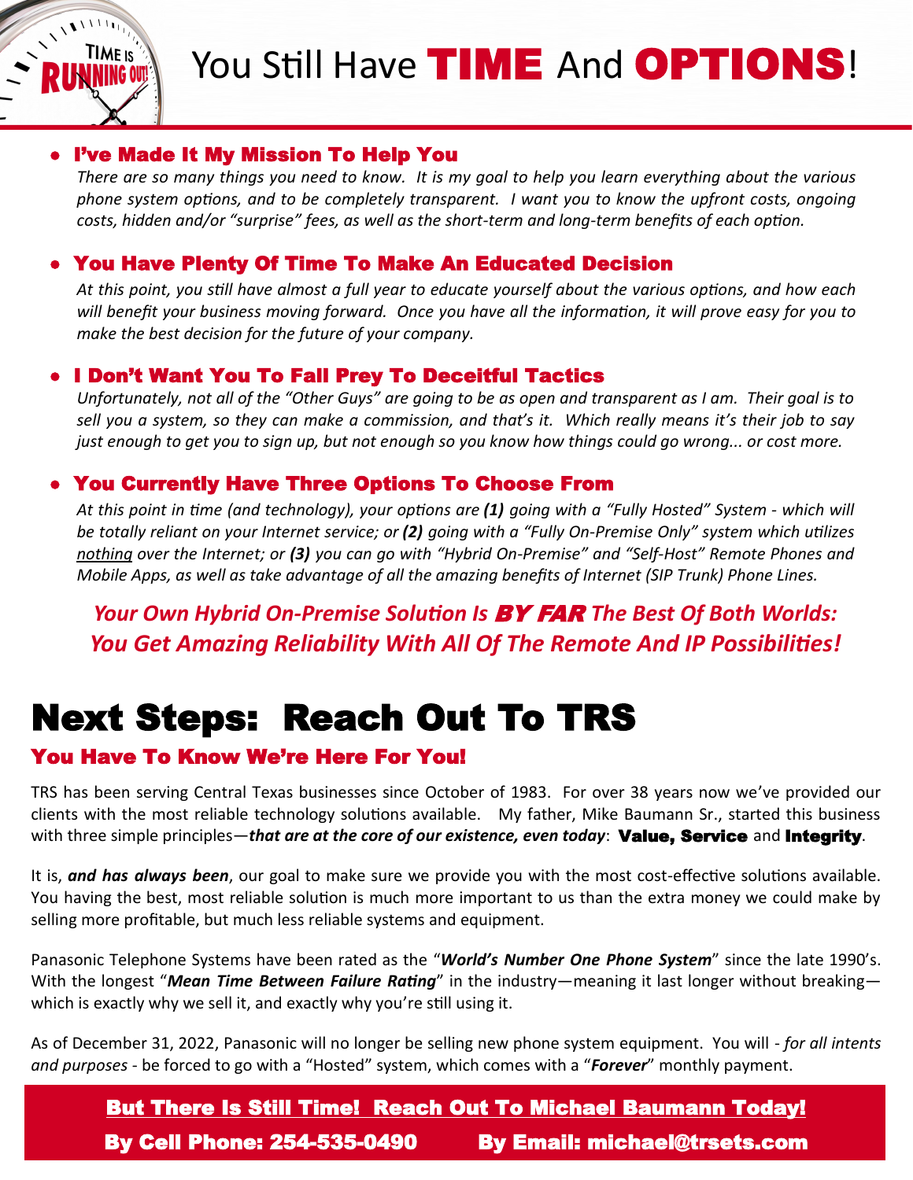# You Still Have **TIME** And **OPTIONS**!

- **I've Made It My Mission To Help You**

  *There are so many things you need to know. It is my goal to help you learn everything about the various phone system options, and to be completely transparent. I want you to know the upfront costs, ongoing costs, hidden and/or "surprise" fees, as well as the short-term and long-term benefits of each option.*

- **You Have Plenty Of Time To Make An Educated Decision**

  *At this point, you still have almost a full year to educate yourself about the various options, and how each will benefit your business moving forward. Once you have all the information, it will prove easy for you to make the best decision for the future of your company.*

- **I Don't Want You To Fall Prey To Deceitful Tactics**

  *Unfortunately, not all of the "Other Guys" are going to be as open and transparent as I am. Their goal is to sell you a system, so they can make a commission, and that's it. Which really means it's their job to say just enough to get you to sign up, but not enough so you know how things could go wrong... or cost more.*

- **You Currently Have Three Options To Choose From**

  *At this point in time (and technology), your options are **(1)** going with a "Fully Hosted" System - which will be totally reliant on your Internet service; or **(2)** going with a "Fully On-Premise Only" system which utilizes <u>nothing</u> over the Internet; or **(3)** you can go with "Hybrid On-Premise" and "Self-Host" Remote Phones and Mobile Apps, as well as take advantage of all the amazing benefits of Internet (SIP Trunk) Phone Lines.*

***Your Own Hybrid On-Premise Solution Is BY FAR The Best Of Both Worlds: You Get Amazing Reliability With All Of The Remote And IP Possibilities!***

# Next Steps: Reach Out To TRS

## You Have To Know We're Here For You!

TRS has been serving Central Texas businesses since October of 1983. For over 38 years now we've provided our clients with the most reliable technology solutions available. My father, Mike Baumann Sr., started this business with three simple principles—***that are at the core of our existence, even today***: **Value, Service** and **Integrity**.

It is, ***and has always been***, our goal to make sure we provide you with the most cost-effective solutions available. You having the best, most reliable solution is much more important to us than the extra money we could make by selling more profitable, but much less reliable systems and equipment.

Panasonic Telephone Systems have been rated as the "***World's Number One Phone System***" since the late 1990's. With the longest "***Mean Time Between Failure Rating***" in the industry—meaning it last longer without breaking—which is exactly why we sell it, and exactly why you're still using it.

As of December 31, 2022, Panasonic will no longer be selling new phone system equipment. You will - *for all intents and purposes* - be forced to go with a "Hosted" system, which comes with a "***Forever***" monthly payment.

**<u>But There Is Still Time! Reach Out To Michael Baumann Today!</u>**

**By Cell Phone: 254-535-0490** **By Email: michael@trsets.com**